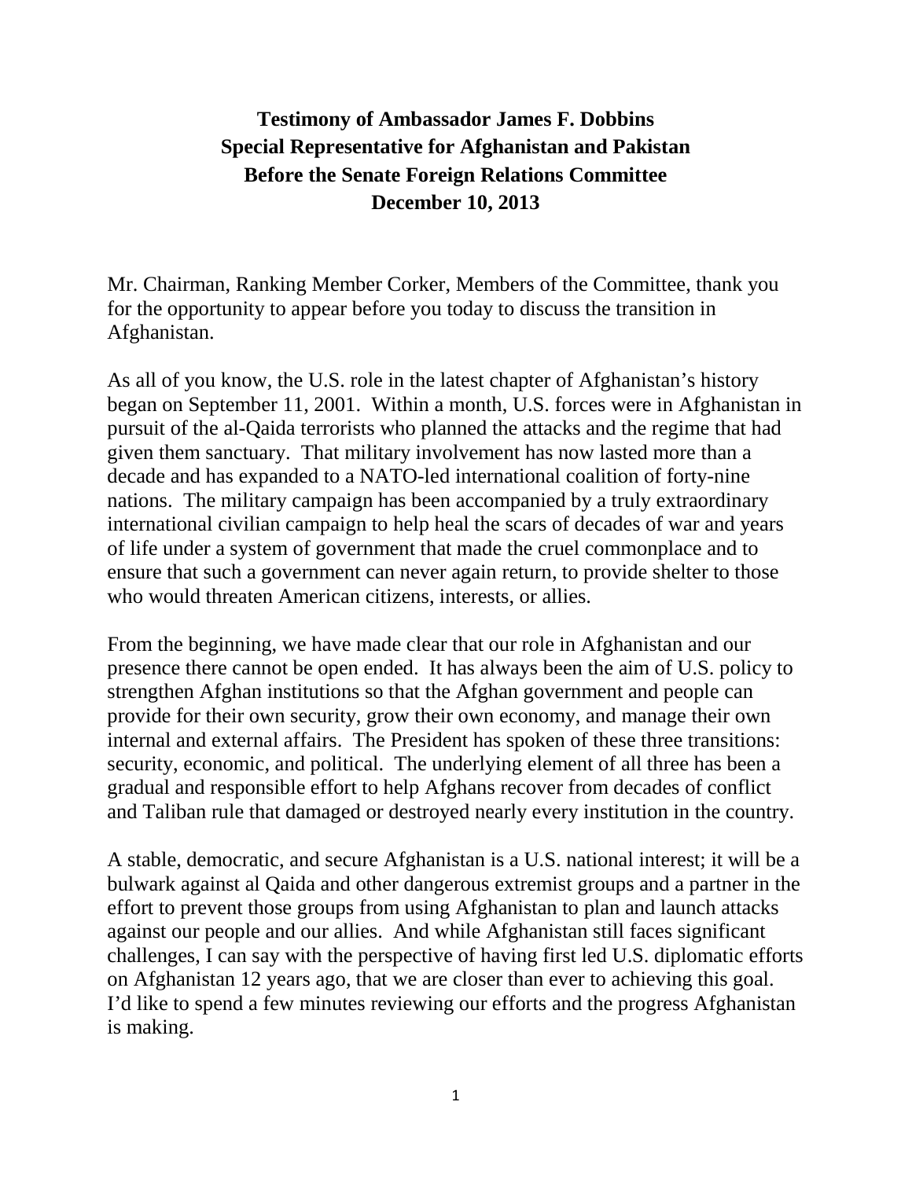# Testimony of Ambassador James F. Dobbins
# Special Representative for Afghanistan and Pakistan
# Before the Senate Foreign Relations Committee
# December 10, 2013

Mr. Chairman, Ranking Member Corker, Members of the Committee, thank you for the opportunity to appear before you today to discuss the transition in Afghanistan.

As all of you know, the U.S. role in the latest chapter of Afghanistan's history began on September 11, 2001. Within a month, U.S. forces were in Afghanistan in pursuit of the al-Qaida terrorists who planned the attacks and the regime that had given them sanctuary. That military involvement has now lasted more than a decade and has expanded to a NATO-led international coalition of forty-nine nations. The military campaign has been accompanied by a truly extraordinary international civilian campaign to help heal the scars of decades of war and years of life under a system of government that made the cruel commonplace and to ensure that such a government can never again return, to provide shelter to those who would threaten American citizens, interests, or allies.

From the beginning, we have made clear that our role in Afghanistan and our presence there cannot be open ended. It has always been the aim of U.S. policy to strengthen Afghan institutions so that the Afghan government and people can provide for their own security, grow their own economy, and manage their own internal and external affairs. The President has spoken of these three transitions: security, economic, and political. The underlying element of all three has been a gradual and responsible effort to help Afghans recover from decades of conflict and Taliban rule that damaged or destroyed nearly every institution in the country.

A stable, democratic, and secure Afghanistan is a U.S. national interest; it will be a bulwark against al Qaida and other dangerous extremist groups and a partner in the effort to prevent those groups from using Afghanistan to plan and launch attacks against our people and our allies. And while Afghanistan still faces significant challenges, I can say with the perspective of having first led U.S. diplomatic efforts on Afghanistan 12 years ago, that we are closer than ever to achieving this goal. I'd like to spend a few minutes reviewing our efforts and the progress Afghanistan is making.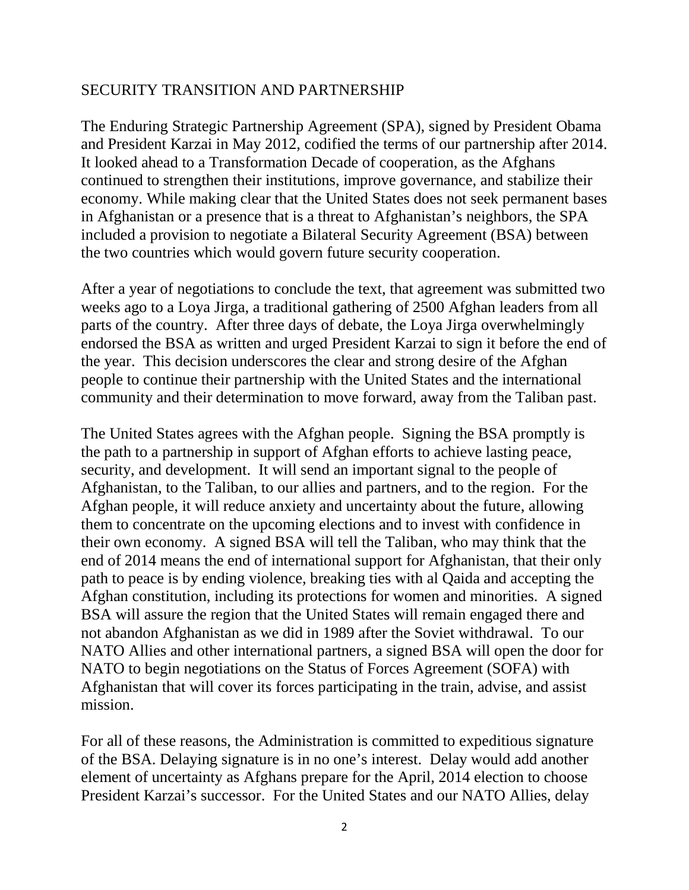## SECURITY TRANSITION AND PARTNERSHIP

The Enduring Strategic Partnership Agreement (SPA), signed by President Obama and President Karzai in May 2012, codified the terms of our partnership after 2014. It looked ahead to a Transformation Decade of cooperation, as the Afghans continued to strengthen their institutions, improve governance, and stabilize their economy. While making clear that the United States does not seek permanent bases in Afghanistan or a presence that is a threat to Afghanistan's neighbors, the SPA included a provision to negotiate a Bilateral Security Agreement (BSA) between the two countries which would govern future security cooperation.

After a year of negotiations to conclude the text, that agreement was submitted two weeks ago to a Loya Jirga, a traditional gathering of 2500 Afghan leaders from all parts of the country. After three days of debate, the Loya Jirga overwhelmingly endorsed the BSA as written and urged President Karzai to sign it before the end of the year. This decision underscores the clear and strong desire of the Afghan people to continue their partnership with the United States and the international community and their determination to move forward, away from the Taliban past.

The United States agrees with the Afghan people. Signing the BSA promptly is the path to a partnership in support of Afghan efforts to achieve lasting peace, security, and development. It will send an important signal to the people of Afghanistan, to the Taliban, to our allies and partners, and to the region. For the Afghan people, it will reduce anxiety and uncertainty about the future, allowing them to concentrate on the upcoming elections and to invest with confidence in their own economy. A signed BSA will tell the Taliban, who may think that the end of 2014 means the end of international support for Afghanistan, that their only path to peace is by ending violence, breaking ties with al Qaida and accepting the Afghan constitution, including its protections for women and minorities. A signed BSA will assure the region that the United States will remain engaged there and not abandon Afghanistan as we did in 1989 after the Soviet withdrawal. To our NATO Allies and other international partners, a signed BSA will open the door for NATO to begin negotiations on the Status of Forces Agreement (SOFA) with Afghanistan that will cover its forces participating in the train, advise, and assist mission.

For all of these reasons, the Administration is committed to expeditious signature of the BSA. Delaying signature is in no one's interest. Delay would add another element of uncertainty as Afghans prepare for the April, 2014 election to choose President Karzai's successor. For the United States and our NATO Allies, delay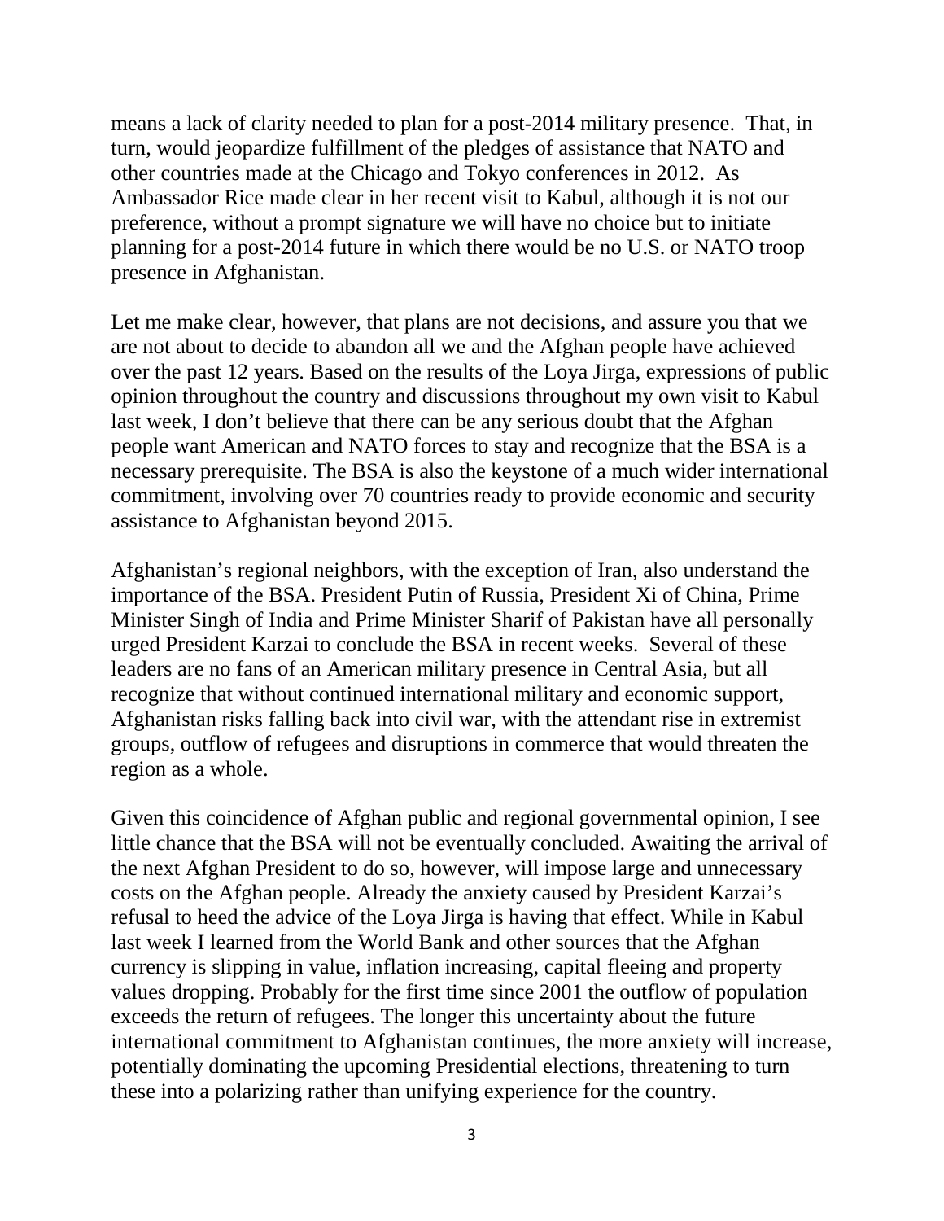means a lack of clarity needed to plan for a post-2014 military presence.  That, in turn, would jeopardize fulfillment of the pledges of assistance that NATO and other countries made at the Chicago and Tokyo conferences in 2012.  As Ambassador Rice made clear in her recent visit to Kabul, although it is not our preference, without a prompt signature we will have no choice but to initiate planning for a post-2014 future in which there would be no U.S. or NATO troop presence in Afghanistan.

Let me make clear, however, that plans are not decisions, and assure you that we are not about to decide to abandon all we and the Afghan people have achieved over the past 12 years. Based on the results of the Loya Jirga, expressions of public opinion throughout the country and discussions throughout my own visit to Kabul last week, I don't believe that there can be any serious doubt that the Afghan people want American and NATO forces to stay and recognize that the BSA is a necessary prerequisite. The BSA is also the keystone of a much wider international commitment, involving over 70 countries ready to provide economic and security assistance to Afghanistan beyond 2015.

Afghanistan's regional neighbors, with the exception of Iran, also understand the importance of the BSA. President Putin of Russia, President Xi of China, Prime Minister Singh of India and Prime Minister Sharif of Pakistan have all personally urged President Karzai to conclude the BSA in recent weeks.  Several of these leaders are no fans of an American military presence in Central Asia, but all recognize that without continued international military and economic support, Afghanistan risks falling back into civil war, with the attendant rise in extremist groups, outflow of refugees and disruptions in commerce that would threaten the region as a whole.

Given this coincidence of Afghan public and regional governmental opinion, I see little chance that the BSA will not be eventually concluded. Awaiting the arrival of the next Afghan President to do so, however, will impose large and unnecessary costs on the Afghan people. Already the anxiety caused by President Karzai's refusal to heed the advice of the Loya Jirga is having that effect. While in Kabul last week I learned from the World Bank and other sources that the Afghan currency is slipping in value, inflation increasing, capital fleeing and property values dropping. Probably for the first time since 2001 the outflow of population exceeds the return of refugees. The longer this uncertainty about the future international commitment to Afghanistan continues, the more anxiety will increase, potentially dominating the upcoming Presidential elections, threatening to turn these into a polarizing rather than unifying experience for the country.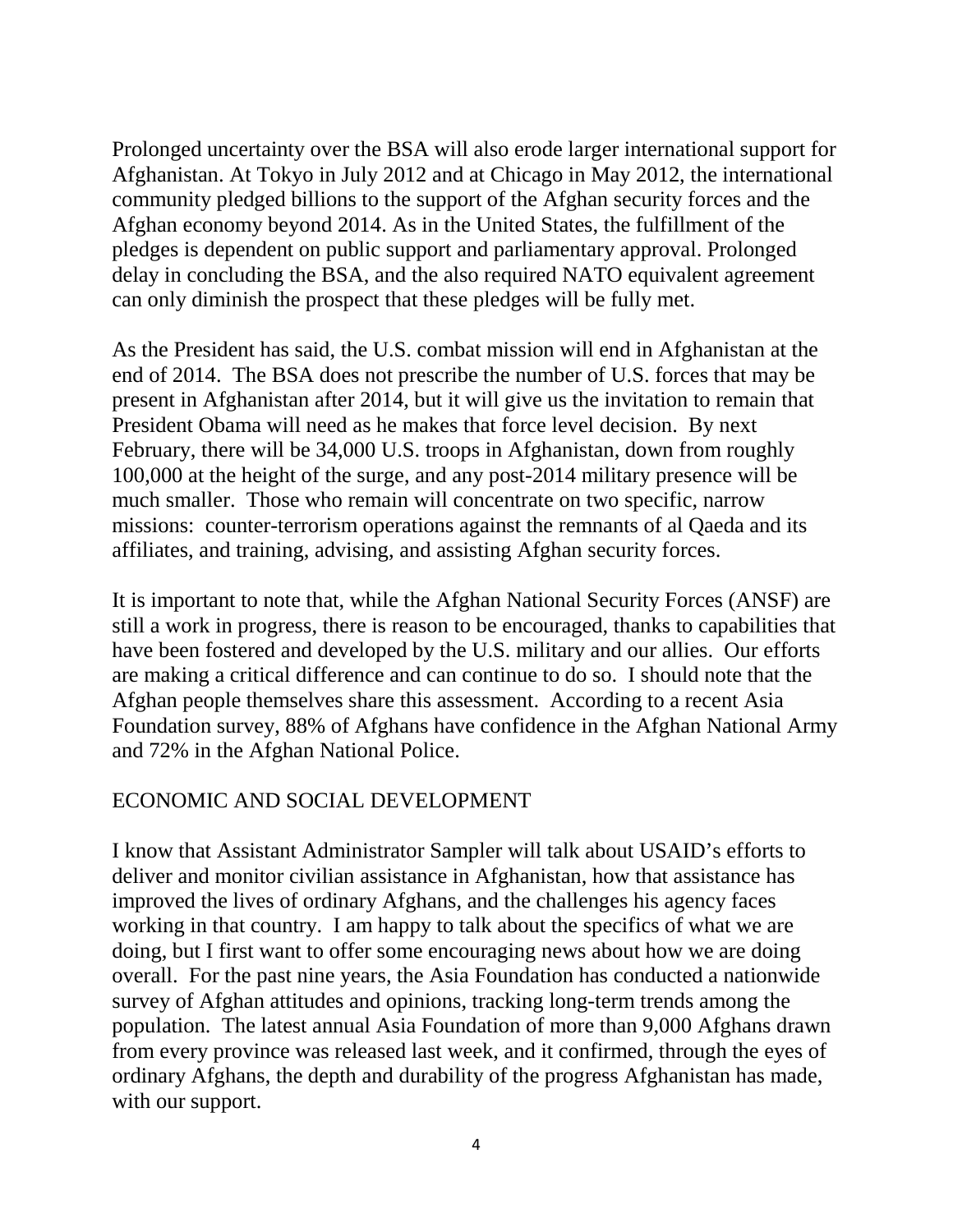Prolonged uncertainty over the BSA will also erode larger international support for Afghanistan. At Tokyo in July 2012 and at Chicago in May 2012, the international community pledged billions to the support of the Afghan security forces and the Afghan economy beyond 2014. As in the United States, the fulfillment of the pledges is dependent on public support and parliamentary approval. Prolonged delay in concluding the BSA, and the also required NATO equivalent agreement can only diminish the prospect that these pledges will be fully met.

As the President has said, the U.S. combat mission will end in Afghanistan at the end of 2014. The BSA does not prescribe the number of U.S. forces that may be present in Afghanistan after 2014, but it will give us the invitation to remain that President Obama will need as he makes that force level decision. By next February, there will be 34,000 U.S. troops in Afghanistan, down from roughly 100,000 at the height of the surge, and any post-2014 military presence will be much smaller. Those who remain will concentrate on two specific, narrow missions: counter-terrorism operations against the remnants of al Qaeda and its affiliates, and training, advising, and assisting Afghan security forces.

It is important to note that, while the Afghan National Security Forces (ANSF) are still a work in progress, there is reason to be encouraged, thanks to capabilities that have been fostered and developed by the U.S. military and our allies. Our efforts are making a critical difference and can continue to do so. I should note that the Afghan people themselves share this assessment. According to a recent Asia Foundation survey, 88% of Afghans have confidence in the Afghan National Army and 72% in the Afghan National Police.

## ECONOMIC AND SOCIAL DEVELOPMENT

I know that Assistant Administrator Sampler will talk about USAID's efforts to deliver and monitor civilian assistance in Afghanistan, how that assistance has improved the lives of ordinary Afghans, and the challenges his agency faces working in that country. I am happy to talk about the specifics of what we are doing, but I first want to offer some encouraging news about how we are doing overall. For the past nine years, the Asia Foundation has conducted a nationwide survey of Afghan attitudes and opinions, tracking long-term trends among the population. The latest annual Asia Foundation of more than 9,000 Afghans drawn from every province was released last week, and it confirmed, through the eyes of ordinary Afghans, the depth and durability of the progress Afghanistan has made, with our support.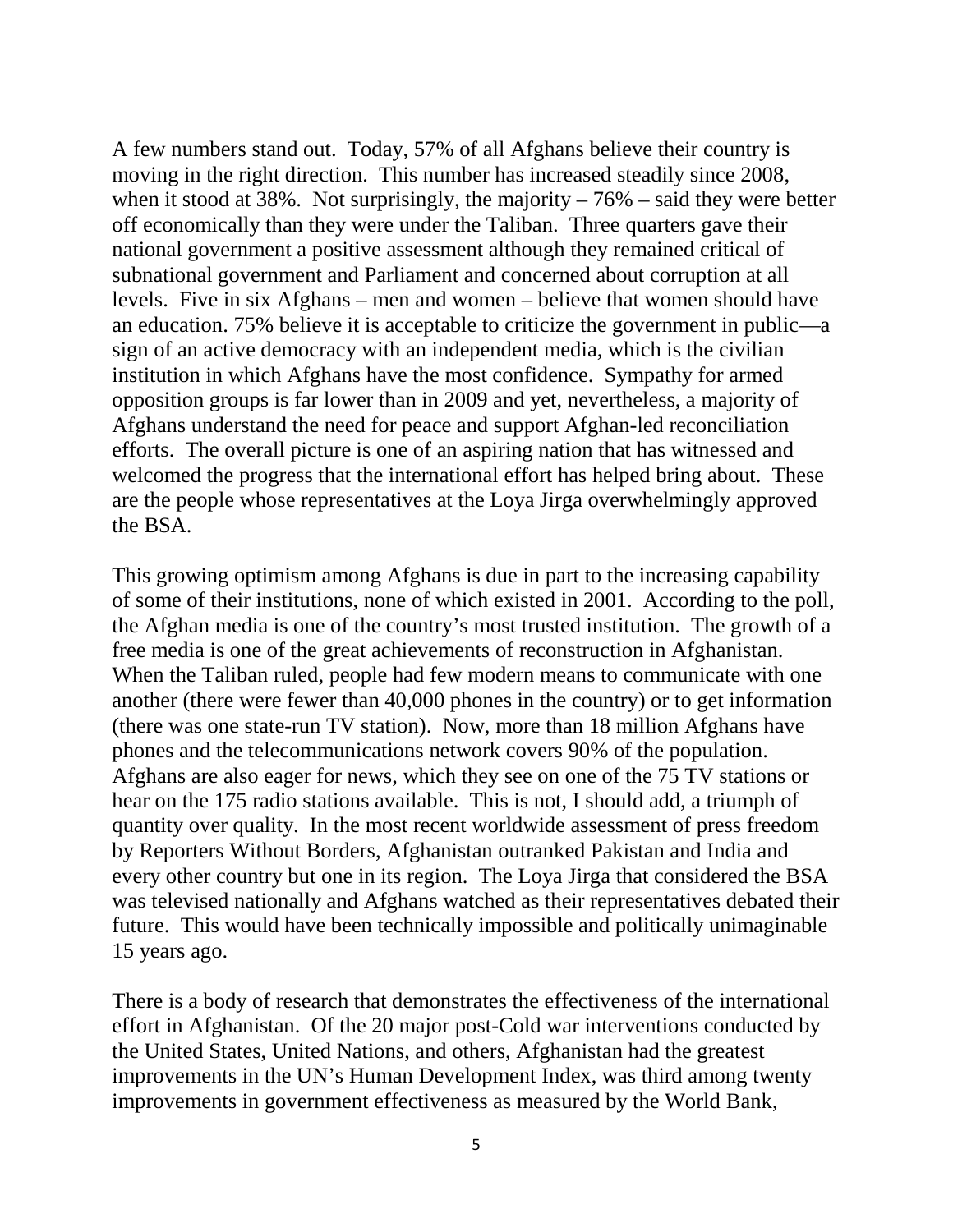A few numbers stand out. Today, 57% of all Afghans believe their country is moving in the right direction. This number has increased steadily since 2008, when it stood at 38%. Not surprisingly, the majority – 76% – said they were better off economically than they were under the Taliban. Three quarters gave their national government a positive assessment although they remained critical of subnational government and Parliament and concerned about corruption at all levels. Five in six Afghans – men and women – believe that women should have an education. 75% believe it is acceptable to criticize the government in public—a sign of an active democracy with an independent media, which is the civilian institution in which Afghans have the most confidence. Sympathy for armed opposition groups is far lower than in 2009 and yet, nevertheless, a majority of Afghans understand the need for peace and support Afghan-led reconciliation efforts. The overall picture is one of an aspiring nation that has witnessed and welcomed the progress that the international effort has helped bring about. These are the people whose representatives at the Loya Jirga overwhelmingly approved the BSA.

This growing optimism among Afghans is due in part to the increasing capability of some of their institutions, none of which existed in 2001. According to the poll, the Afghan media is one of the country's most trusted institution. The growth of a free media is one of the great achievements of reconstruction in Afghanistan. When the Taliban ruled, people had few modern means to communicate with one another (there were fewer than 40,000 phones in the country) or to get information (there was one state-run TV station). Now, more than 18 million Afghans have phones and the telecommunications network covers 90% of the population. Afghans are also eager for news, which they see on one of the 75 TV stations or hear on the 175 radio stations available. This is not, I should add, a triumph of quantity over quality. In the most recent worldwide assessment of press freedom by Reporters Without Borders, Afghanistan outranked Pakistan and India and every other country but one in its region. The Loya Jirga that considered the BSA was televised nationally and Afghans watched as their representatives debated their future. This would have been technically impossible and politically unimaginable 15 years ago.

There is a body of research that demonstrates the effectiveness of the international effort in Afghanistan. Of the 20 major post-Cold war interventions conducted by the United States, United Nations, and others, Afghanistan had the greatest improvements in the UN's Human Development Index, was third among twenty improvements in government effectiveness as measured by the World Bank,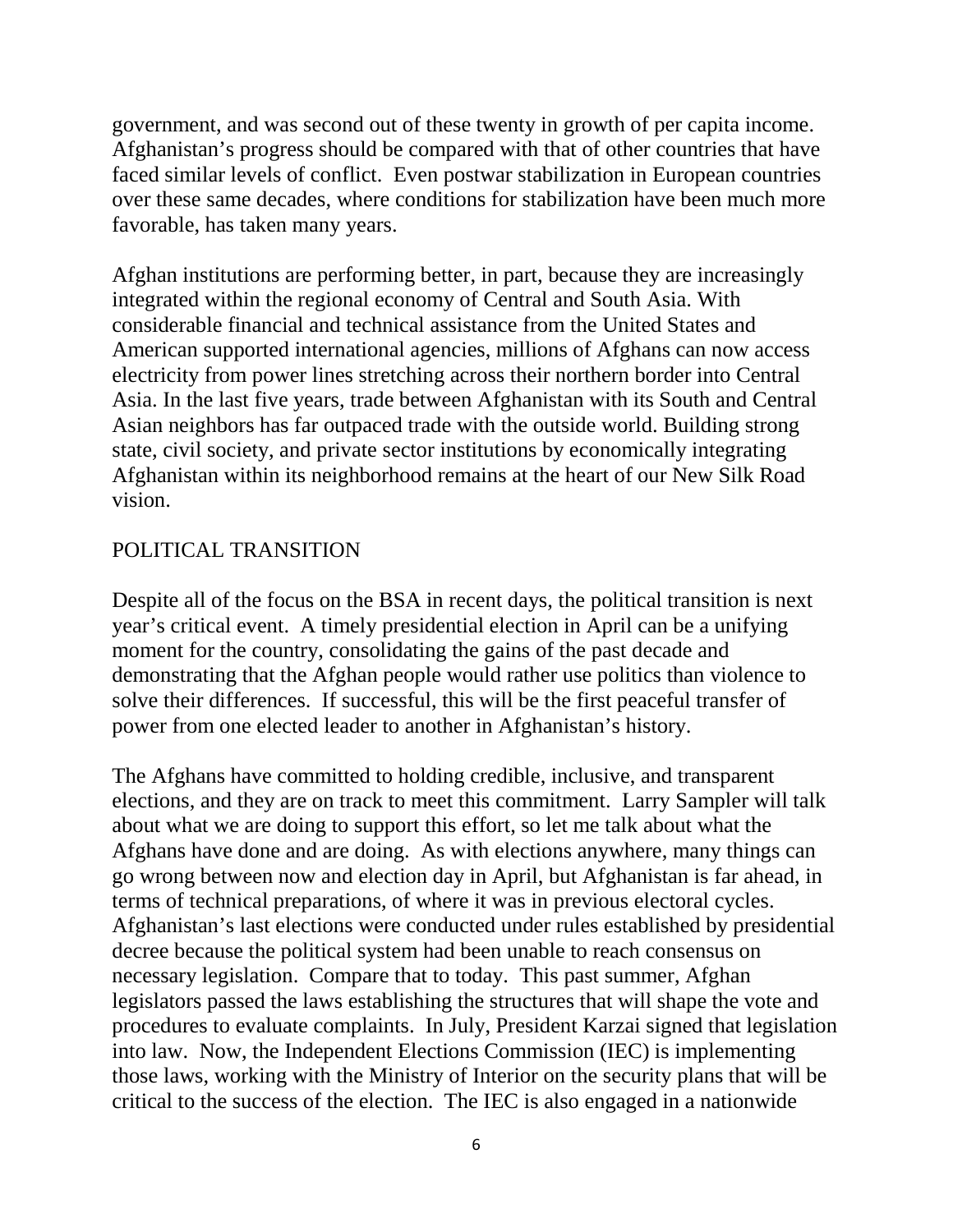government, and was second out of these twenty in growth of per capita income. Afghanistan's progress should be compared with that of other countries that have faced similar levels of conflict. Even postwar stabilization in European countries over these same decades, where conditions for stabilization have been much more favorable, has taken many years.

Afghan institutions are performing better, in part, because they are increasingly integrated within the regional economy of Central and South Asia. With considerable financial and technical assistance from the United States and American supported international agencies, millions of Afghans can now access electricity from power lines stretching across their northern border into Central Asia. In the last five years, trade between Afghanistan with its South and Central Asian neighbors has far outpaced trade with the outside world. Building strong state, civil society, and private sector institutions by economically integrating Afghanistan within its neighborhood remains at the heart of our New Silk Road vision.

## POLITICAL TRANSITION

Despite all of the focus on the BSA in recent days, the political transition is next year's critical event. A timely presidential election in April can be a unifying moment for the country, consolidating the gains of the past decade and demonstrating that the Afghan people would rather use politics than violence to solve their differences. If successful, this will be the first peaceful transfer of power from one elected leader to another in Afghanistan's history.

The Afghans have committed to holding credible, inclusive, and transparent elections, and they are on track to meet this commitment. Larry Sampler will talk about what we are doing to support this effort, so let me talk about what the Afghans have done and are doing. As with elections anywhere, many things can go wrong between now and election day in April, but Afghanistan is far ahead, in terms of technical preparations, of where it was in previous electoral cycles. Afghanistan's last elections were conducted under rules established by presidential decree because the political system had been unable to reach consensus on necessary legislation. Compare that to today. This past summer, Afghan legislators passed the laws establishing the structures that will shape the vote and procedures to evaluate complaints. In July, President Karzai signed that legislation into law. Now, the Independent Elections Commission (IEC) is implementing those laws, working with the Ministry of Interior on the security plans that will be critical to the success of the election. The IEC is also engaged in a nationwide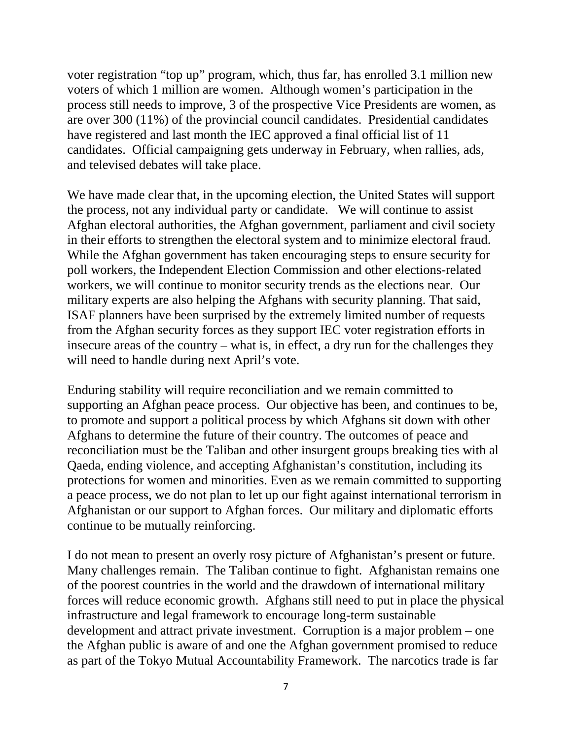voter registration "top up" program, which, thus far, has enrolled 3.1 million new voters of which 1 million are women. Although women's participation in the process still needs to improve, 3 of the prospective Vice Presidents are women, as are over 300 (11%) of the provincial council candidates. Presidential candidates have registered and last month the IEC approved a final official list of 11 candidates. Official campaigning gets underway in February, when rallies, ads, and televised debates will take place.

We have made clear that, in the upcoming election, the United States will support the process, not any individual party or candidate. We will continue to assist Afghan electoral authorities, the Afghan government, parliament and civil society in their efforts to strengthen the electoral system and to minimize electoral fraud. While the Afghan government has taken encouraging steps to ensure security for poll workers, the Independent Election Commission and other elections-related workers, we will continue to monitor security trends as the elections near. Our military experts are also helping the Afghans with security planning. That said, ISAF planners have been surprised by the extremely limited number of requests from the Afghan security forces as they support IEC voter registration efforts in insecure areas of the country – what is, in effect, a dry run for the challenges they will need to handle during next April's vote.

Enduring stability will require reconciliation and we remain committed to supporting an Afghan peace process. Our objective has been, and continues to be, to promote and support a political process by which Afghans sit down with other Afghans to determine the future of their country. The outcomes of peace and reconciliation must be the Taliban and other insurgent groups breaking ties with al Qaeda, ending violence, and accepting Afghanistan's constitution, including its protections for women and minorities. Even as we remain committed to supporting a peace process, we do not plan to let up our fight against international terrorism in Afghanistan or our support to Afghan forces. Our military and diplomatic efforts continue to be mutually reinforcing.

I do not mean to present an overly rosy picture of Afghanistan's present or future. Many challenges remain. The Taliban continue to fight. Afghanistan remains one of the poorest countries in the world and the drawdown of international military forces will reduce economic growth. Afghans still need to put in place the physical infrastructure and legal framework to encourage long-term sustainable development and attract private investment. Corruption is a major problem – one the Afghan public is aware of and one the Afghan government promised to reduce as part of the Tokyo Mutual Accountability Framework. The narcotics trade is far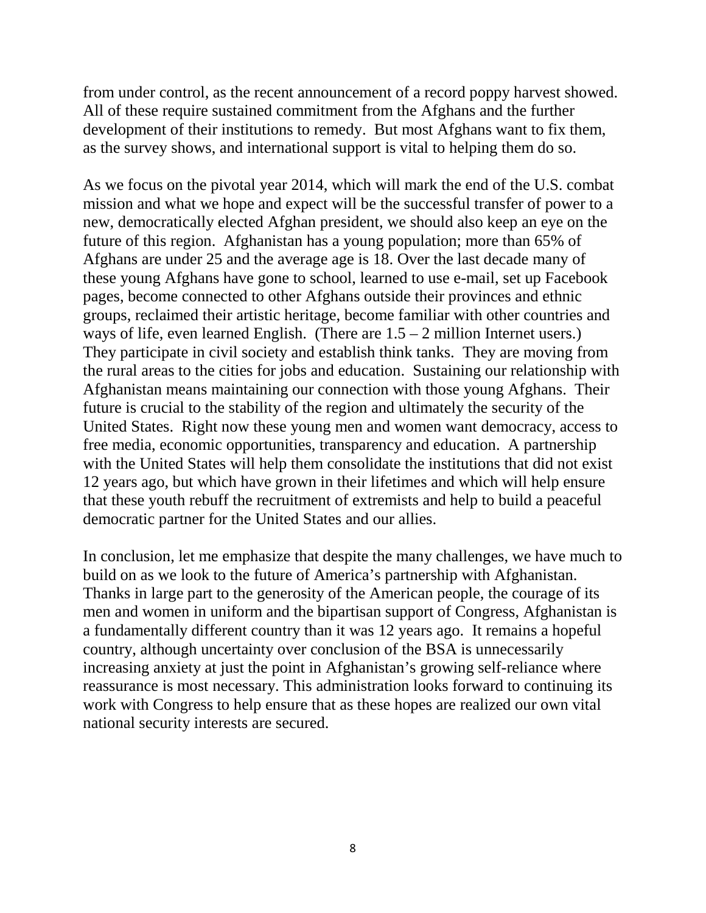from under control, as the recent announcement of a record poppy harvest showed. All of these require sustained commitment from the Afghans and the further development of their institutions to remedy. But most Afghans want to fix them, as the survey shows, and international support is vital to helping them do so.

As we focus on the pivotal year 2014, which will mark the end of the U.S. combat mission and what we hope and expect will be the successful transfer of power to a new, democratically elected Afghan president, we should also keep an eye on the future of this region. Afghanistan has a young population; more than 65% of Afghans are under 25 and the average age is 18. Over the last decade many of these young Afghans have gone to school, learned to use e-mail, set up Facebook pages, become connected to other Afghans outside their provinces and ethnic groups, reclaimed their artistic heritage, become familiar with other countries and ways of life, even learned English. (There are 1.5 – 2 million Internet users.) They participate in civil society and establish think tanks. They are moving from the rural areas to the cities for jobs and education. Sustaining our relationship with Afghanistan means maintaining our connection with those young Afghans. Their future is crucial to the stability of the region and ultimately the security of the United States. Right now these young men and women want democracy, access to free media, economic opportunities, transparency and education. A partnership with the United States will help them consolidate the institutions that did not exist 12 years ago, but which have grown in their lifetimes and which will help ensure that these youth rebuff the recruitment of extremists and help to build a peaceful democratic partner for the United States and our allies.

In conclusion, let me emphasize that despite the many challenges, we have much to build on as we look to the future of America's partnership with Afghanistan. Thanks in large part to the generosity of the American people, the courage of its men and women in uniform and the bipartisan support of Congress, Afghanistan is a fundamentally different country than it was 12 years ago. It remains a hopeful country, although uncertainty over conclusion of the BSA is unnecessarily increasing anxiety at just the point in Afghanistan's growing self-reliance where reassurance is most necessary. This administration looks forward to continuing its work with Congress to help ensure that as these hopes are realized our own vital national security interests are secured.